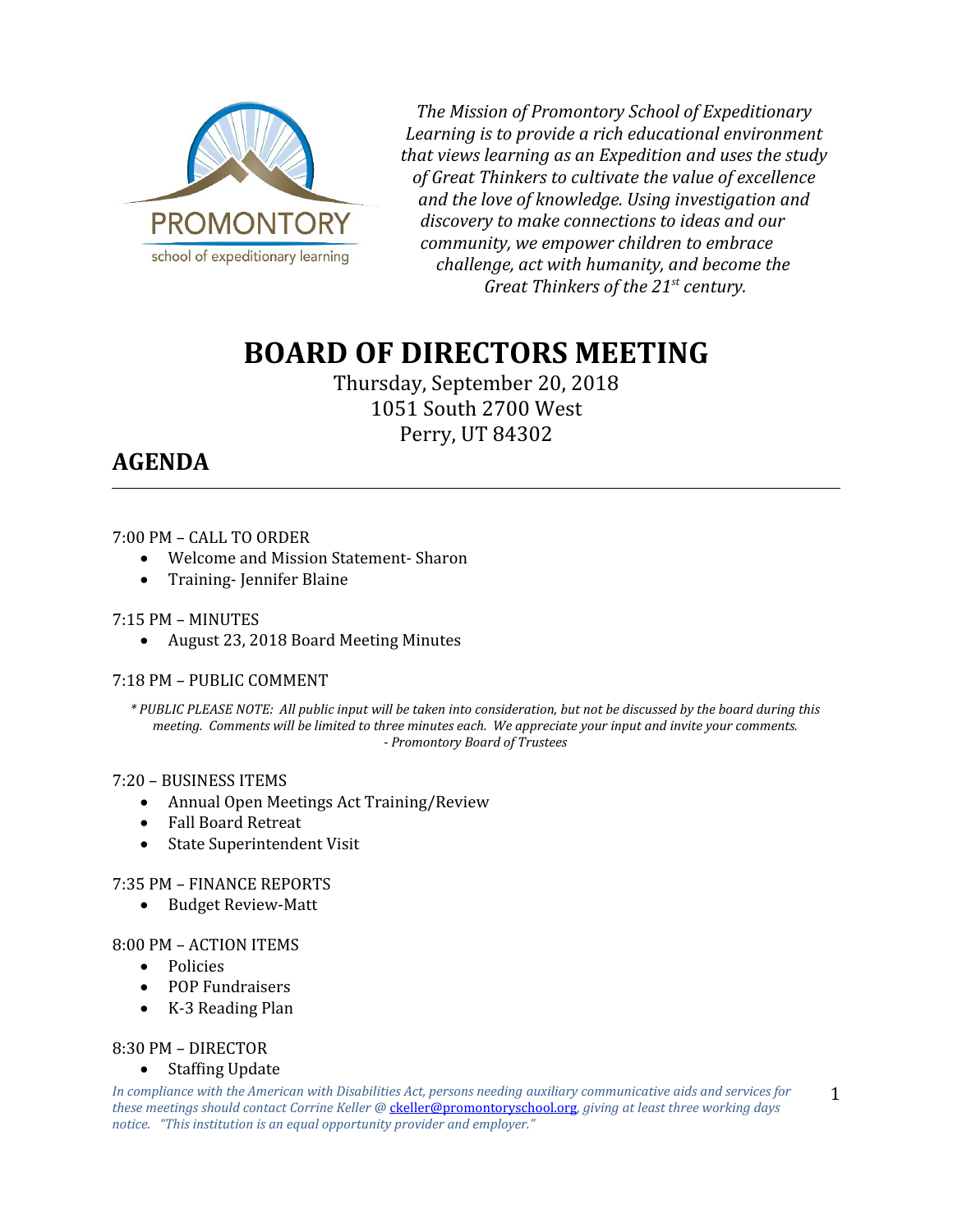PROMONTORY
school of expeditionary learning

*The Mission of Promontory School of Expeditionary Learning is to provide a rich educational environment that views learning as an Expedition and uses the study of Great Thinkers to cultivate the value of excellence and the love of knowledge. Using investigation and discovery to make connections to ideas and our community, we empower children to embrace challenge, act with humanity, and become the Great Thinkers of the 21st century.*

# BOARD OF DIRECTORS MEETING

Thursday, September 20, 2018
1051 South 2700 West
Perry, UT 84302

## AGENDA

---

7:00 PM – CALL TO ORDER

- Welcome and Mission Statement- Sharon
- Training- Jennifer Blaine

7:15 PM – MINUTES

- August 23, 2018 Board Meeting Minutes

7:18 PM – PUBLIC COMMENT

*\* PUBLIC PLEASE NOTE: All public input will be taken into consideration, but not be discussed by the board during this meeting. Comments will be limited to three minutes each. We appreciate your input and invite your comments.*
*- Promontory Board of Trustees*

7:20 – BUSINESS ITEMS

- Annual Open Meetings Act Training/Review
- Fall Board Retreat
- State Superintendent Visit

7:35 PM – FINANCE REPORTS

- Budget Review-Matt

8:00 PM – ACTION ITEMS

- Policies
- POP Fundraisers
- K-3 Reading Plan

8:30 PM – DIRECTOR

- Staffing Update

*In compliance with the American with Disabilities Act, persons needing auxiliary communicative aids and services for these meetings should contact Corrine Keller @ ckeller@promontoryschool.org, giving at least three working days notice. "This institution is an equal opportunity provider and employer."*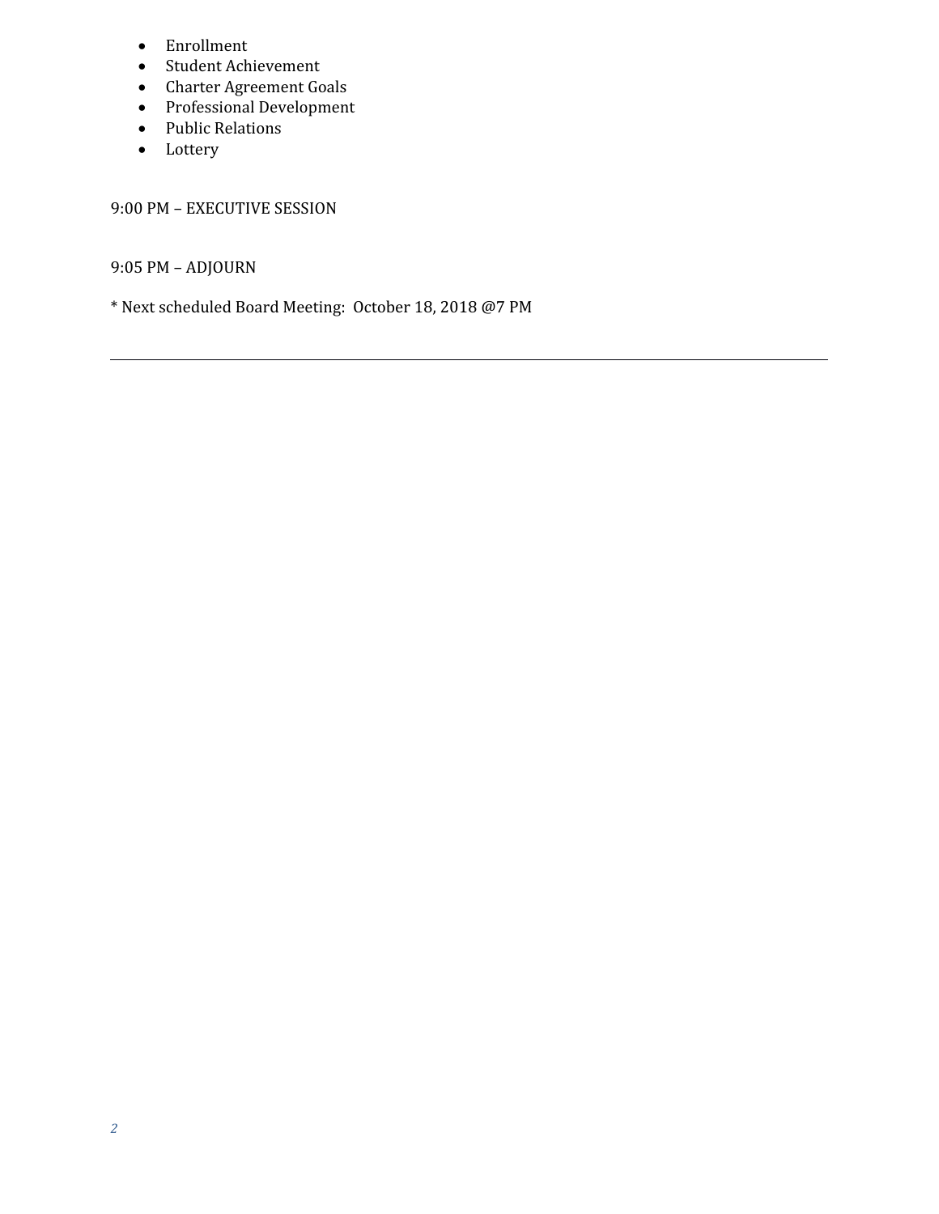- Enrollment
- Student Achievement
- Charter Agreement Goals
- Professional Development
- Public Relations
- Lottery

9:00 PM – EXECUTIVE SESSION

9:05 PM – ADJOURN

* Next scheduled Board Meeting: October 18, 2018 @7 PM

---